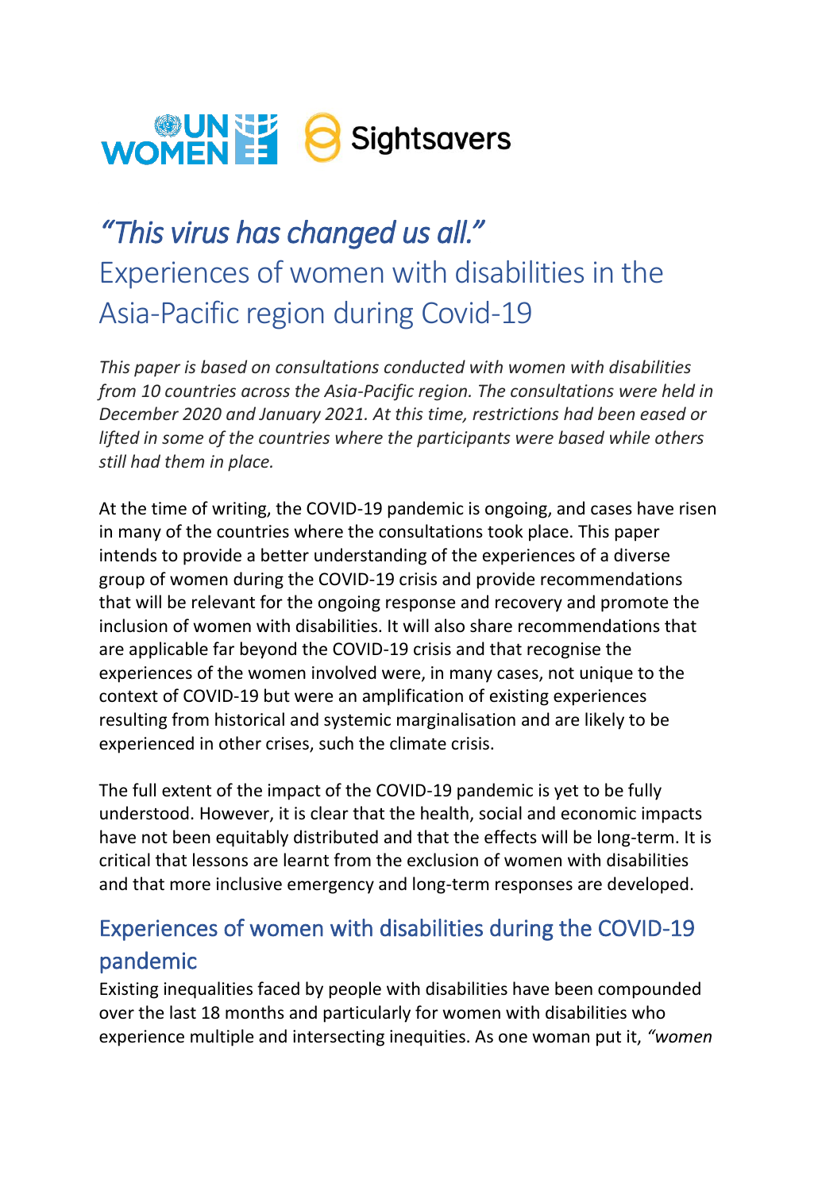# *"This virus has changed us all."* Experiences of women with disabilities in the Asia-Pacific region during Covid-19

*This paper is based on consultations conducted with women with disabilities from 10 countries across the Asia-Pacific region. The consultations were held in December 2020 and January 2021. At this time, restrictions had been eased or lifted in some of the countries where the participants were based while others still had them in place.*

At the time of writing, the COVID-19 pandemic is ongoing, and cases have risen in many of the countries where the consultations took place. This paper intends to provide a better understanding of the experiences of a diverse group of women during the COVID-19 crisis and provide recommendations that will be relevant for the ongoing response and recovery and promote the inclusion of women with disabilities. It will also share recommendations that are applicable far beyond the COVID-19 crisis and that recognise the experiences of the women involved were, in many cases, not unique to the context of COVID-19 but were an amplification of existing experiences resulting from historical and systemic marginalisation and are likely to be experienced in other crises, such the climate crisis.

The full extent of the impact of the COVID-19 pandemic is yet to be fully understood. However, it is clear that the health, social and economic impacts have not been equitably distributed and that the effects will be long-term. It is critical that lessons are learnt from the exclusion of women with disabilities and that more inclusive emergency and long-term responses are developed.

## Experiences of women with disabilities during the COVID-19 pandemic

Existing inequalities faced by people with disabilities have been compounded over the last 18 months and particularly for women with disabilities who experience multiple and intersecting inequities. As one woman put it, *"women*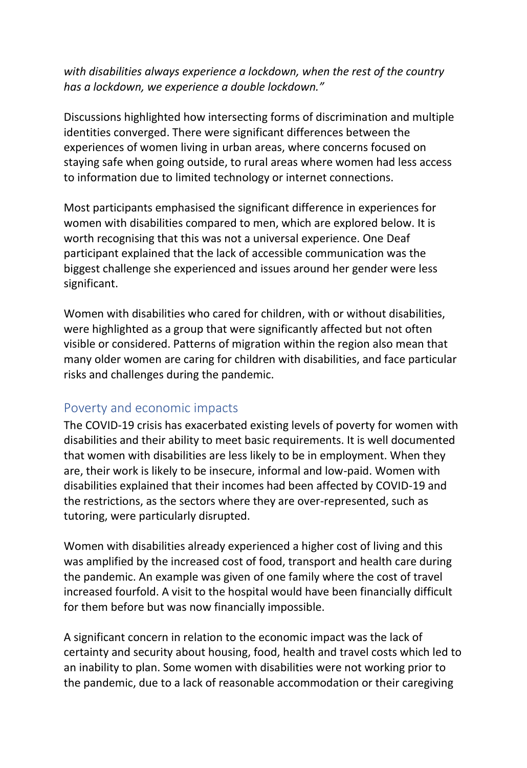*with disabilities always experience a lockdown, when the rest of the country has a lockdown, we experience a double lockdown."*

Discussions highlighted how intersecting forms of discrimination and multiple identities converged. There were significant differences between the experiences of women living in urban areas, where concerns focused on staying safe when going outside, to rural areas where women had less access to information due to limited technology or internet connections.

Most participants emphasised the significant difference in experiences for women with disabilities compared to men, which are explored below. It is worth recognising that this was not a universal experience. One Deaf participant explained that the lack of accessible communication was the biggest challenge she experienced and issues around her gender were less significant.

Women with disabilities who cared for children, with or without disabilities, were highlighted as a group that were significantly affected but not often visible or considered. Patterns of migration within the region also mean that many older women are caring for children with disabilities, and face particular risks and challenges during the pandemic.

## Poverty and economic impacts

The COVID-19 crisis has exacerbated existing levels of poverty for women with disabilities and their ability to meet basic requirements. It is well documented that women with disabilities are less likely to be in employment. When they are, their work is likely to be insecure, informal and low-paid. Women with disabilities explained that their incomes had been affected by COVID-19 and the restrictions, as the sectors where they are over-represented, such as tutoring, were particularly disrupted.

Women with disabilities already experienced a higher cost of living and this was amplified by the increased cost of food, transport and health care during the pandemic. An example was given of one family where the cost of travel increased fourfold. A visit to the hospital would have been financially difficult for them before but was now financially impossible.

A significant concern in relation to the economic impact was the lack of certainty and security about housing, food, health and travel costs which led to an inability to plan. Some women with disabilities were not working prior to the pandemic, due to a lack of reasonable accommodation or their caregiving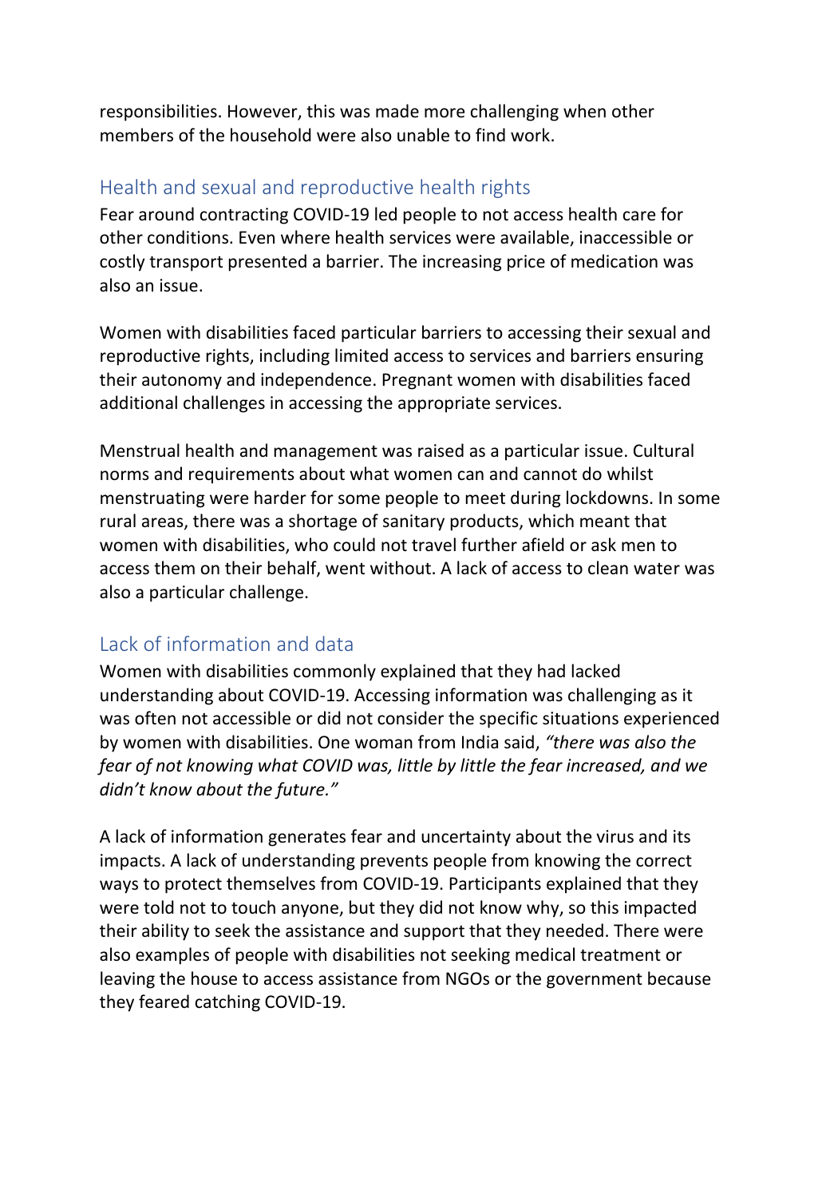responsibilities. However, this was made more challenging when other members of the household were also unable to find work.

## Health and sexual and reproductive health rights

Fear around contracting COVID-19 led people to not access health care for other conditions. Even where health services were available, inaccessible or costly transport presented a barrier. The increasing price of medication was also an issue.

Women with disabilities faced particular barriers to accessing their sexual and reproductive rights, including limited access to services and barriers ensuring their autonomy and independence. Pregnant women with disabilities faced additional challenges in accessing the appropriate services.

Menstrual health and management was raised as a particular issue. Cultural norms and requirements about what women can and cannot do whilst menstruating were harder for some people to meet during lockdowns. In some rural areas, there was a shortage of sanitary products, which meant that women with disabilities, who could not travel further afield or ask men to access them on their behalf, went without. A lack of access to clean water was also a particular challenge.

## Lack of information and data

Women with disabilities commonly explained that they had lacked understanding about COVID-19. Accessing information was challenging as it was often not accessible or did not consider the specific situations experienced by women with disabilities. One woman from India said, *"there was also the fear of not knowing what COVID was, little by little the fear increased, and we didn't know about the future."*

A lack of information generates fear and uncertainty about the virus and its impacts. A lack of understanding prevents people from knowing the correct ways to protect themselves from COVID-19. Participants explained that they were told not to touch anyone, but they did not know why, so this impacted their ability to seek the assistance and support that they needed. There were also examples of people with disabilities not seeking medical treatment or leaving the house to access assistance from NGOs or the government because they feared catching COVID-19.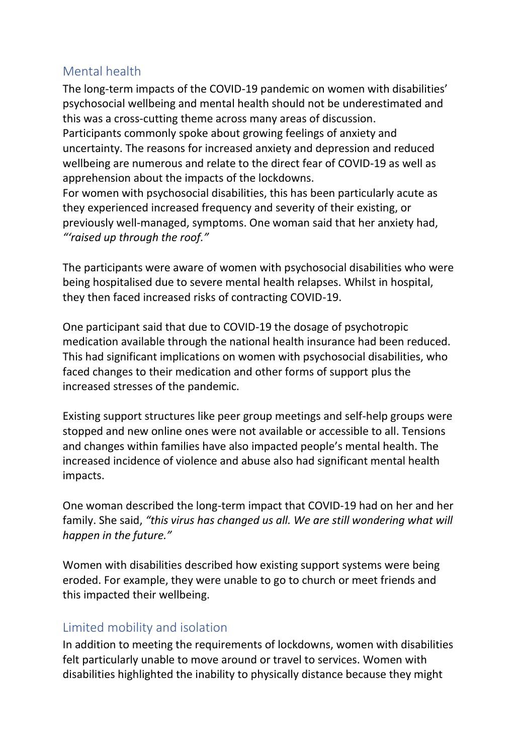## Mental health

The long-term impacts of the COVID-19 pandemic on women with disabilities' psychosocial wellbeing and mental health should not be underestimated and this was a cross-cutting theme across many areas of discussion.

Participants commonly spoke about growing feelings of anxiety and uncertainty. The reasons for increased anxiety and depression and reduced wellbeing are numerous and relate to the direct fear of COVID-19 as well as apprehension about the impacts of the lockdowns.

For women with psychosocial disabilities, this has been particularly acute as they experienced increased frequency and severity of their existing, or previously well-managed, symptoms. One woman said that her anxiety had, *"'raised up through the roof."*

The participants were aware of women with psychosocial disabilities who were being hospitalised due to severe mental health relapses. Whilst in hospital, they then faced increased risks of contracting COVID-19.

One participant said that due to COVID-19 the dosage of psychotropic medication available through the national health insurance had been reduced. This had significant implications on women with psychosocial disabilities, who faced changes to their medication and other forms of support plus the increased stresses of the pandemic.

Existing support structures like peer group meetings and self-help groups were stopped and new online ones were not available or accessible to all. Tensions and changes within families have also impacted people's mental health. The increased incidence of violence and abuse also had significant mental health impacts.

One woman described the long-term impact that COVID-19 had on her and her family. She said, *"this virus has changed us all. We are still wondering what will happen in the future."*

Women with disabilities described how existing support systems were being eroded. For example, they were unable to go to church or meet friends and this impacted their wellbeing.

## Limited mobility and isolation

In addition to meeting the requirements of lockdowns, women with disabilities felt particularly unable to move around or travel to services. Women with disabilities highlighted the inability to physically distance because they might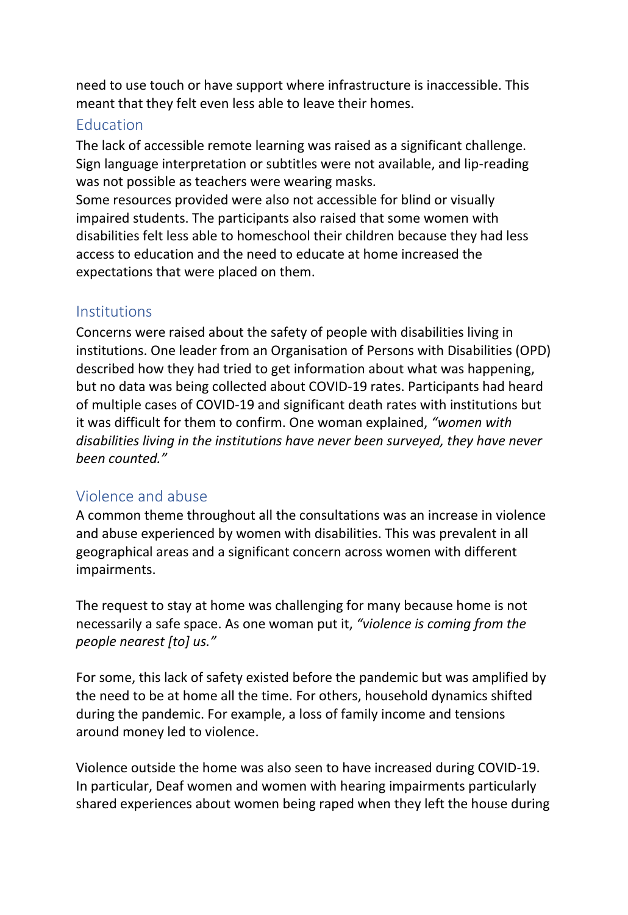need to use touch or have support where infrastructure is inaccessible. This meant that they felt even less able to leave their homes.

## Education

The lack of accessible remote learning was raised as a significant challenge. Sign language interpretation or subtitles were not available, and lip-reading was not possible as teachers were wearing masks.

Some resources provided were also not accessible for blind or visually impaired students. The participants also raised that some women with disabilities felt less able to homeschool their children because they had less access to education and the need to educate at home increased the expectations that were placed on them.

## Institutions

Concerns were raised about the safety of people with disabilities living in institutions. One leader from an Organisation of Persons with Disabilities (OPD) described how they had tried to get information about what was happening, but no data was being collected about COVID-19 rates. Participants had heard of multiple cases of COVID-19 and significant death rates with institutions but it was difficult for them to confirm. One woman explained, *"women with disabilities living in the institutions have never been surveyed, they have never been counted."*

## Violence and abuse

A common theme throughout all the consultations was an increase in violence and abuse experienced by women with disabilities. This was prevalent in all geographical areas and a significant concern across women with different impairments.

The request to stay at home was challenging for many because home is not necessarily a safe space. As one woman put it, *"violence is coming from the people nearest [to] us."*

For some, this lack of safety existed before the pandemic but was amplified by the need to be at home all the time. For others, household dynamics shifted during the pandemic. For example, a loss of family income and tensions around money led to violence.

Violence outside the home was also seen to have increased during COVID-19. In particular, Deaf women and women with hearing impairments particularly shared experiences about women being raped when they left the house during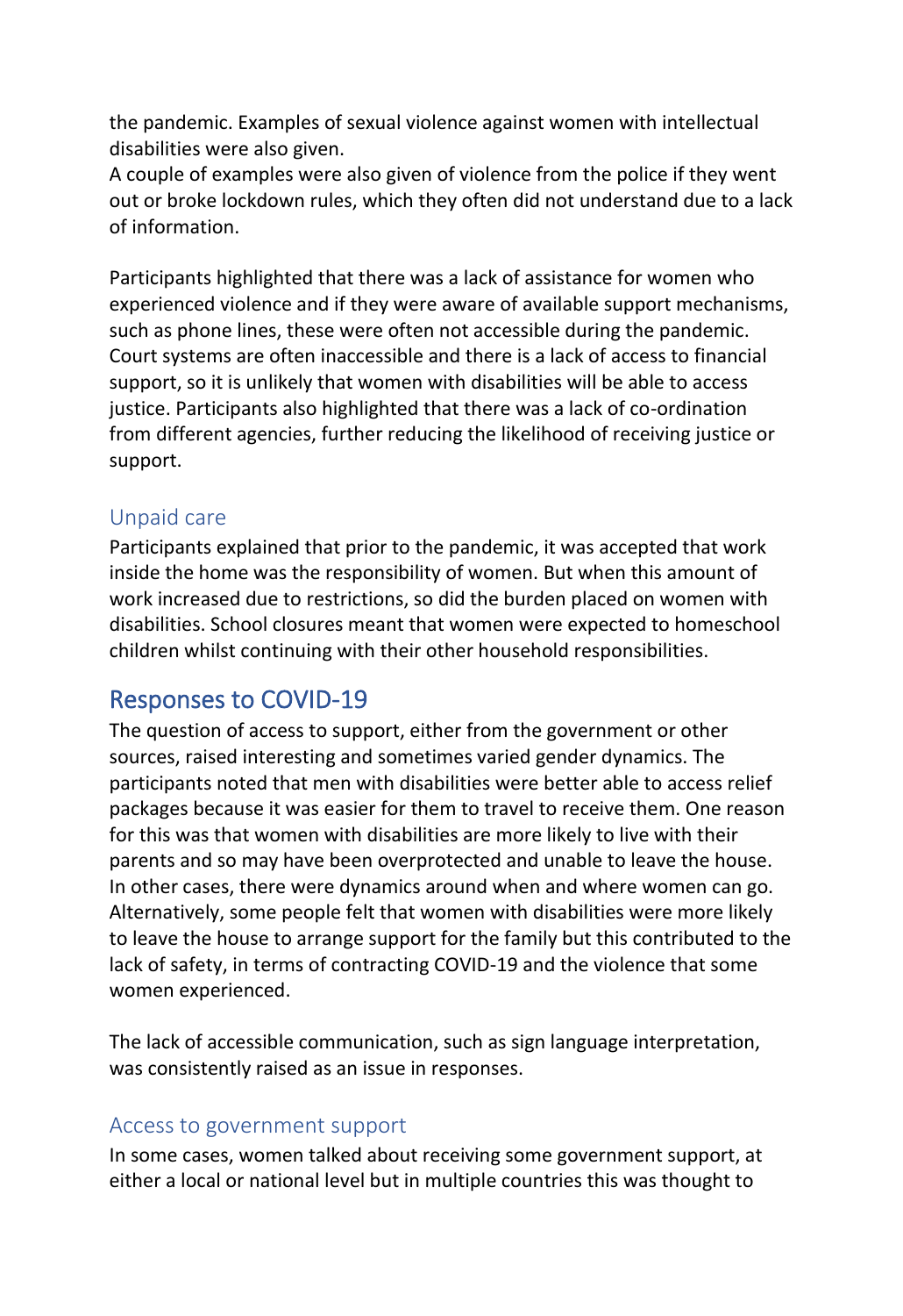the pandemic. Examples of sexual violence against women with intellectual disabilities were also given.
A couple of examples were also given of violence from the police if they went out or broke lockdown rules, which they often did not understand due to a lack of information.

Participants highlighted that there was a lack of assistance for women who experienced violence and if they were aware of available support mechanisms, such as phone lines, these were often not accessible during the pandemic. Court systems are often inaccessible and there is a lack of access to financial support, so it is unlikely that women with disabilities will be able to access justice. Participants also highlighted that there was a lack of co-ordination from different agencies, further reducing the likelihood of receiving justice or support.

### Unpaid care

Participants explained that prior to the pandemic, it was accepted that work inside the home was the responsibility of women. But when this amount of work increased due to restrictions, so did the burden placed on women with disabilities. School closures meant that women were expected to homeschool children whilst continuing with their other household responsibilities.

## Responses to COVID-19

The question of access to support, either from the government or other sources, raised interesting and sometimes varied gender dynamics. The participants noted that men with disabilities were better able to access relief packages because it was easier for them to travel to receive them. One reason for this was that women with disabilities are more likely to live with their parents and so may have been overprotected and unable to leave the house. In other cases, there were dynamics around when and where women can go. Alternatively, some people felt that women with disabilities were more likely to leave the house to arrange support for the family but this contributed to the lack of safety, in terms of contracting COVID-19 and the violence that some women experienced.

The lack of accessible communication, such as sign language interpretation, was consistently raised as an issue in responses.

### Access to government support

In some cases, women talked about receiving some government support, at either a local or national level but in multiple countries this was thought to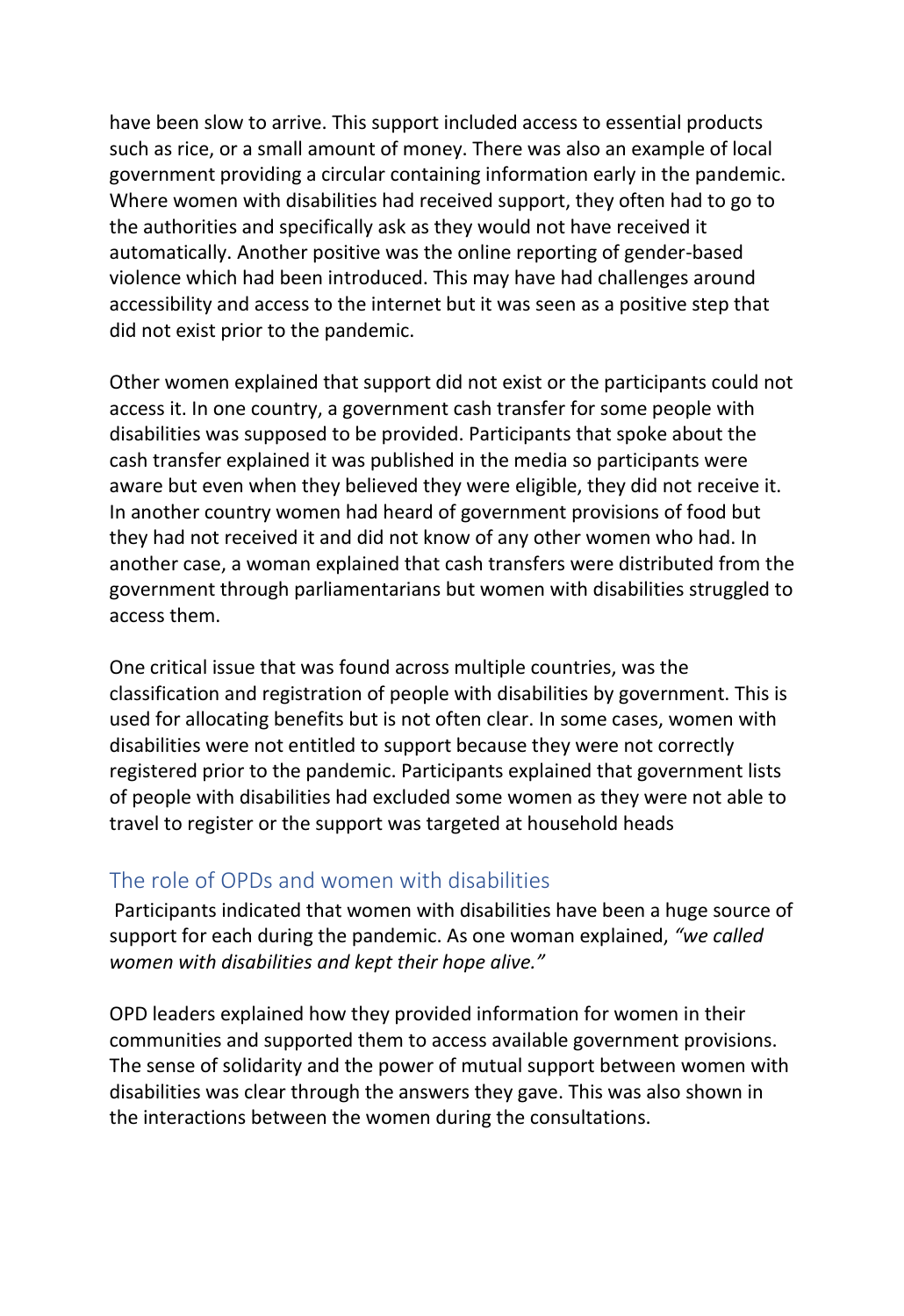have been slow to arrive. This support included access to essential products such as rice, or a small amount of money. There was also an example of local government providing a circular containing information early in the pandemic. Where women with disabilities had received support, they often had to go to the authorities and specifically ask as they would not have received it automatically. Another positive was the online reporting of gender-based violence which had been introduced. This may have had challenges around accessibility and access to the internet but it was seen as a positive step that did not exist prior to the pandemic.

Other women explained that support did not exist or the participants could not access it. In one country, a government cash transfer for some people with disabilities was supposed to be provided. Participants that spoke about the cash transfer explained it was published in the media so participants were aware but even when they believed they were eligible, they did not receive it. In another country women had heard of government provisions of food but they had not received it and did not know of any other women who had. In another case, a woman explained that cash transfers were distributed from the government through parliamentarians but women with disabilities struggled to access them.

One critical issue that was found across multiple countries, was the classification and registration of people with disabilities by government. This is used for allocating benefits but is not often clear. In some cases, women with disabilities were not entitled to support because they were not correctly registered prior to the pandemic. Participants explained that government lists of people with disabilities had excluded some women as they were not able to travel to register or the support was targeted at household heads

## The role of OPDs and women with disabilities

Participants indicated that women with disabilities have been a huge source of support for each during the pandemic. As one woman explained, *"we called women with disabilities and kept their hope alive."*

OPD leaders explained how they provided information for women in their communities and supported them to access available government provisions. The sense of solidarity and the power of mutual support between women with disabilities was clear through the answers they gave. This was also shown in the interactions between the women during the consultations.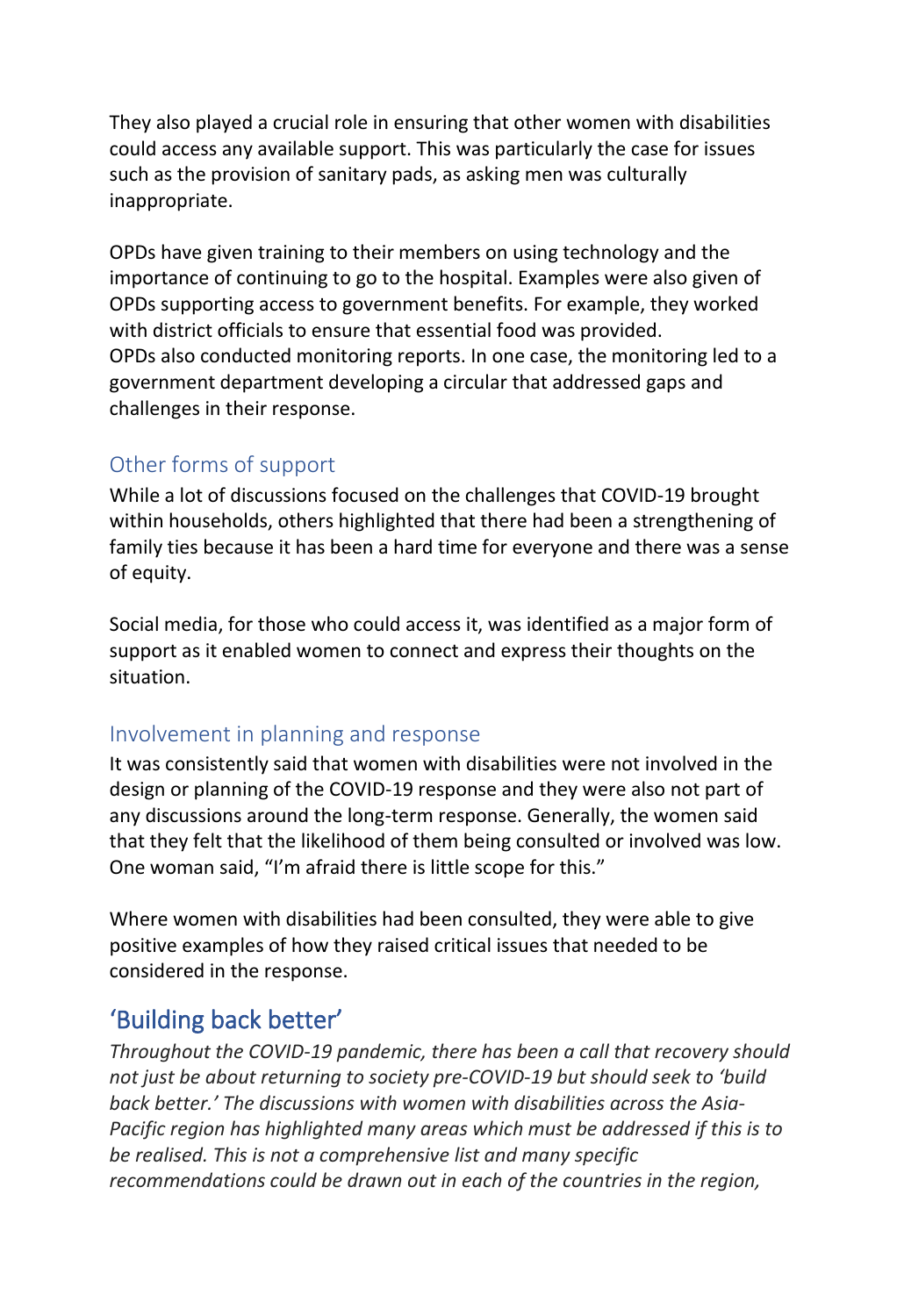They also played a crucial role in ensuring that other women with disabilities could access any available support. This was particularly the case for issues such as the provision of sanitary pads, as asking men was culturally inappropriate.

OPDs have given training to their members on using technology and the importance of continuing to go to the hospital. Examples were also given of OPDs supporting access to government benefits. For example, they worked with district officials to ensure that essential food was provided.
OPDs also conducted monitoring reports. In one case, the monitoring led to a government department developing a circular that addressed gaps and challenges in their response.

### Other forms of support

While a lot of discussions focused on the challenges that COVID-19 brought within households, others highlighted that there had been a strengthening of family ties because it has been a hard time for everyone and there was a sense of equity.

Social media, for those who could access it, was identified as a major form of support as it enabled women to connect and express their thoughts on the situation.

### Involvement in planning and response

It was consistently said that women with disabilities were not involved in the design or planning of the COVID-19 response and they were also not part of any discussions around the long-term response. Generally, the women said that they felt that the likelihood of them being consulted or involved was low. One woman said, "I'm afraid there is little scope for this."

Where women with disabilities had been consulted, they were able to give positive examples of how they raised critical issues that needed to be considered in the response.

## 'Building back better'

*Throughout the COVID-19 pandemic, there has been a call that recovery should not just be about returning to society pre-COVID-19 but should seek to 'build back better.' The discussions with women with disabilities across the Asia-Pacific region has highlighted many areas which must be addressed if this is to be realised. This is not a comprehensive list and many specific recommendations could be drawn out in each of the countries in the region,*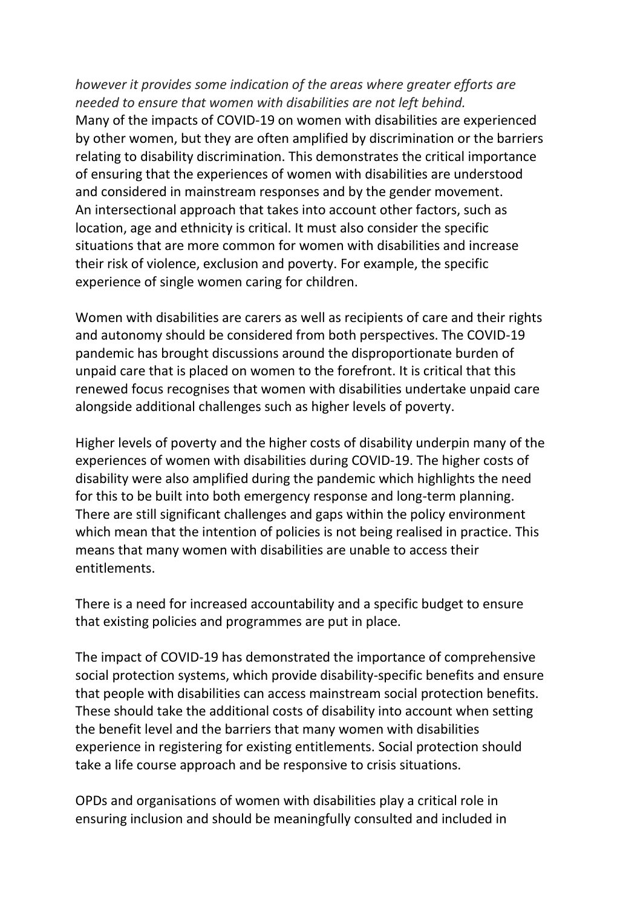*however it provides some indication of the areas where greater efforts are needed to ensure that women with disabilities are not left behind.*

Many of the impacts of COVID-19 on women with disabilities are experienced by other women, but they are often amplified by discrimination or the barriers relating to disability discrimination. This demonstrates the critical importance of ensuring that the experiences of women with disabilities are understood and considered in mainstream responses and by the gender movement.

An intersectional approach that takes into account other factors, such as location, age and ethnicity is critical. It must also consider the specific situations that are more common for women with disabilities and increase their risk of violence, exclusion and poverty. For example, the specific experience of single women caring for children.

Women with disabilities are carers as well as recipients of care and their rights and autonomy should be considered from both perspectives. The COVID-19 pandemic has brought discussions around the disproportionate burden of unpaid care that is placed on women to the forefront. It is critical that this renewed focus recognises that women with disabilities undertake unpaid care alongside additional challenges such as higher levels of poverty.

Higher levels of poverty and the higher costs of disability underpin many of the experiences of women with disabilities during COVID-19. The higher costs of disability were also amplified during the pandemic which highlights the need for this to be built into both emergency response and long-term planning. There are still significant challenges and gaps within the policy environment which mean that the intention of policies is not being realised in practice. This means that many women with disabilities are unable to access their entitlements.

There is a need for increased accountability and a specific budget to ensure that existing policies and programmes are put in place.

The impact of COVID-19 has demonstrated the importance of comprehensive social protection systems, which provide disability-specific benefits and ensure that people with disabilities can access mainstream social protection benefits. These should take the additional costs of disability into account when setting the benefit level and the barriers that many women with disabilities experience in registering for existing entitlements. Social protection should take a life course approach and be responsive to crisis situations.

OPDs and organisations of women with disabilities play a critical role in ensuring inclusion and should be meaningfully consulted and included in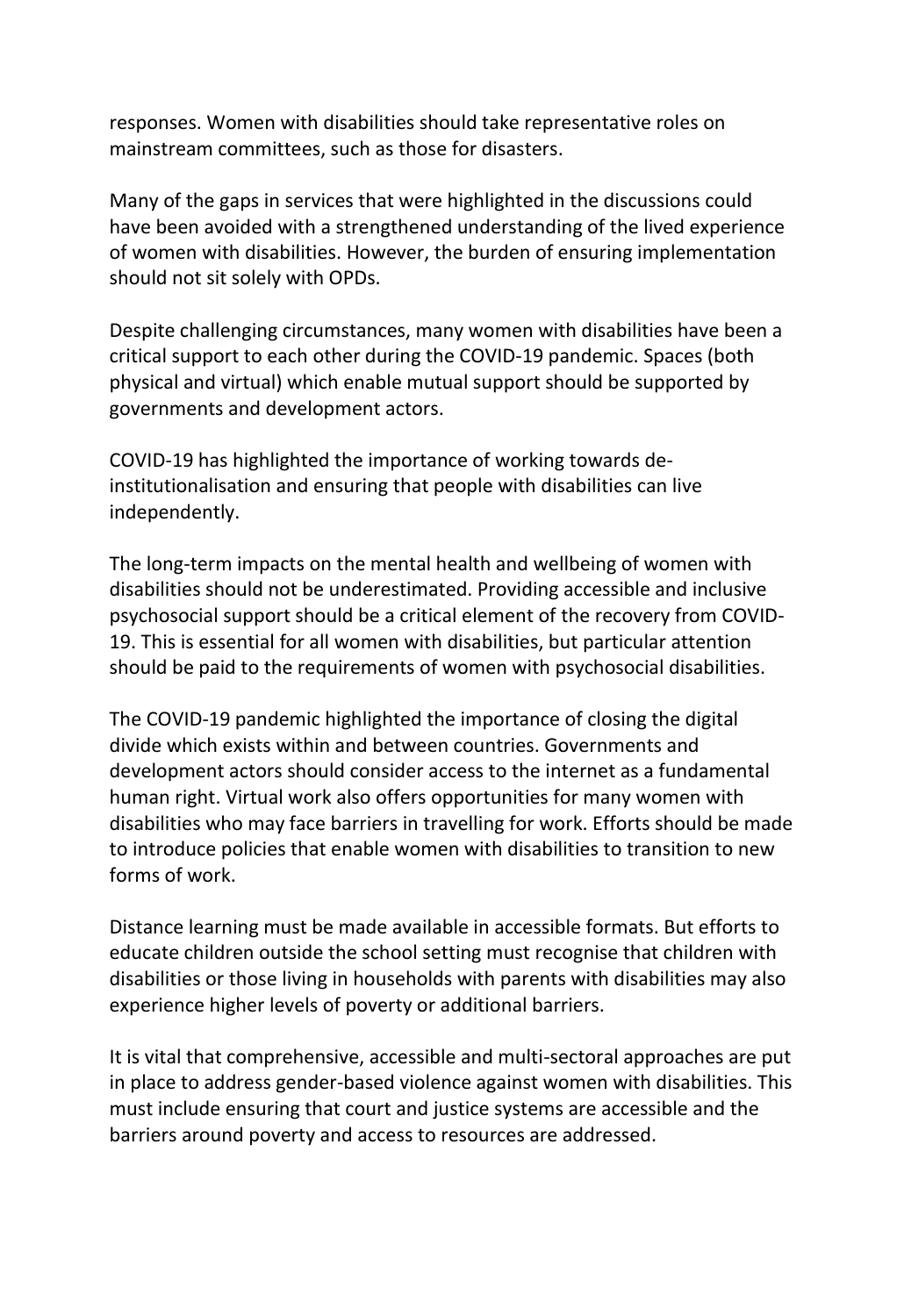responses. Women with disabilities should take representative roles on mainstream committees, such as those for disasters.

Many of the gaps in services that were highlighted in the discussions could have been avoided with a strengthened understanding of the lived experience of women with disabilities. However, the burden of ensuring implementation should not sit solely with OPDs.

Despite challenging circumstances, many women with disabilities have been a critical support to each other during the COVID-19 pandemic. Spaces (both physical and virtual) which enable mutual support should be supported by governments and development actors.

COVID-19 has highlighted the importance of working towards de-institutionalisation and ensuring that people with disabilities can live independently.

The long-term impacts on the mental health and wellbeing of women with disabilities should not be underestimated. Providing accessible and inclusive psychosocial support should be a critical element of the recovery from COVID-19. This is essential for all women with disabilities, but particular attention should be paid to the requirements of women with psychosocial disabilities.

The COVID-19 pandemic highlighted the importance of closing the digital divide which exists within and between countries. Governments and development actors should consider access to the internet as a fundamental human right. Virtual work also offers opportunities for many women with disabilities who may face barriers in travelling for work. Efforts should be made to introduce policies that enable women with disabilities to transition to new forms of work.

Distance learning must be made available in accessible formats. But efforts to educate children outside the school setting must recognise that children with disabilities or those living in households with parents with disabilities may also experience higher levels of poverty or additional barriers.

It is vital that comprehensive, accessible and multi-sectoral approaches are put in place to address gender-based violence against women with disabilities. This must include ensuring that court and justice systems are accessible and the barriers around poverty and access to resources are addressed.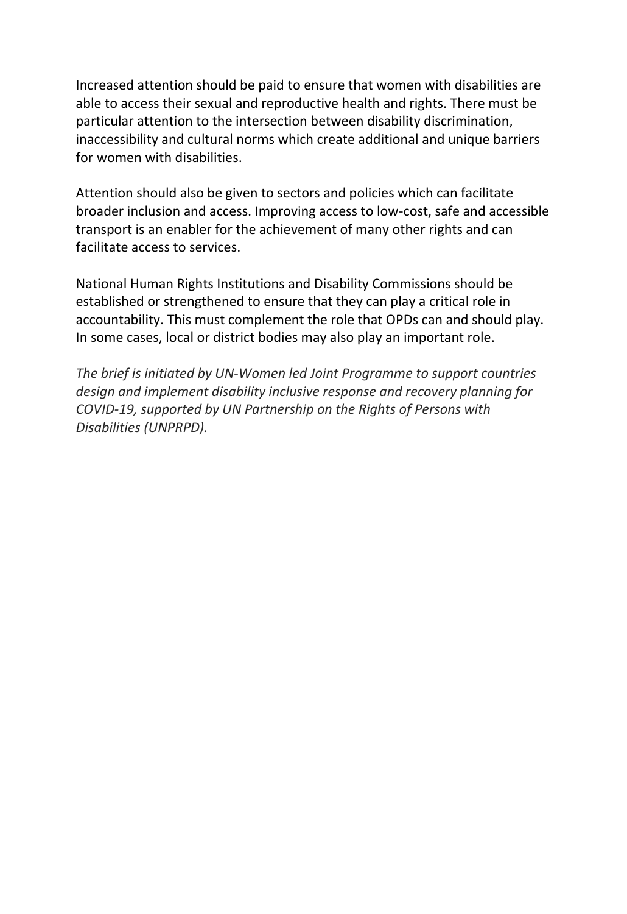Increased attention should be paid to ensure that women with disabilities are able to access their sexual and reproductive health and rights. There must be particular attention to the intersection between disability discrimination, inaccessibility and cultural norms which create additional and unique barriers for women with disabilities.

Attention should also be given to sectors and policies which can facilitate broader inclusion and access. Improving access to low-cost, safe and accessible transport is an enabler for the achievement of many other rights and can facilitate access to services.

National Human Rights Institutions and Disability Commissions should be established or strengthened to ensure that they can play a critical role in accountability. This must complement the role that OPDs can and should play. In some cases, local or district bodies may also play an important role.

*The brief is initiated by UN-Women led Joint Programme to support countries design and implement disability inclusive response and recovery planning for COVID-19, supported by UN Partnership on the Rights of Persons with Disabilities (UNPRPD).*